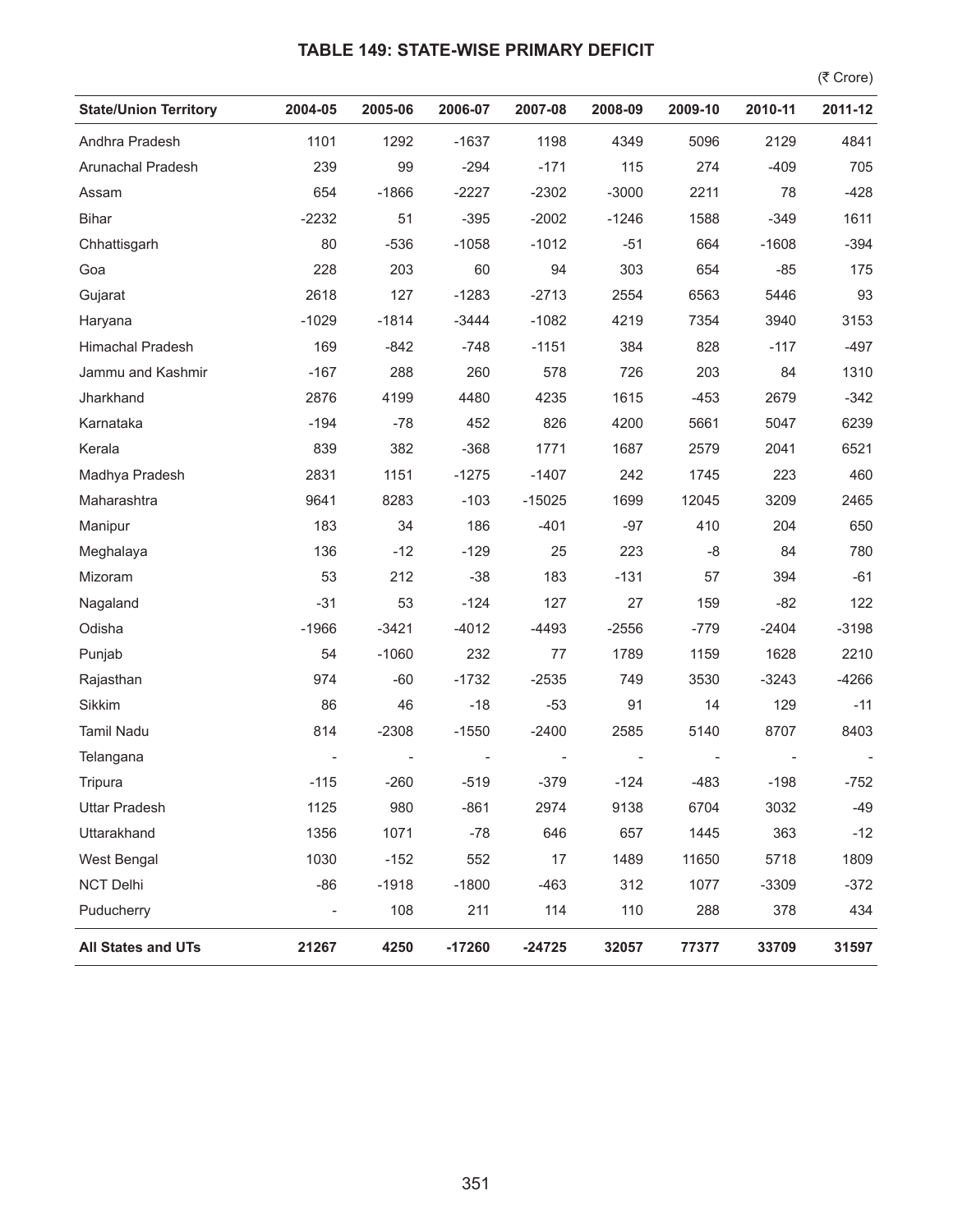## TABLE 149: STATE-WISE PRIMARY DEFICIT

(₹ Crore)

| State/Union Territory | 2004-05 | 2005-06 | 2006-07 | 2007-08 | 2008-09 | 2009-10 | 2010-11 | 2011-12 |
|---|---|---|---|---|---|---|---|---|
| Andhra Pradesh | 1101 | 1292 | -1637 | 1198 | 4349 | 5096 | 2129 | 4841 |
| Arunachal Pradesh | 239 | 99 | -294 | -171 | 115 | 274 | -409 | 705 |
| Assam | 654 | -1866 | -2227 | -2302 | -3000 | 2211 | 78 | -428 |
| Bihar | -2232 | 51 | -395 | -2002 | -1246 | 1588 | -349 | 1611 |
| Chhattisgarh | 80 | -536 | -1058 | -1012 | -51 | 664 | -1608 | -394 |
| Goa | 228 | 203 | 60 | 94 | 303 | 654 | -85 | 175 |
| Gujarat | 2618 | 127 | -1283 | -2713 | 2554 | 6563 | 5446 | 93 |
| Haryana | -1029 | -1814 | -3444 | -1082 | 4219 | 7354 | 3940 | 3153 |
| Himachal Pradesh | 169 | -842 | -748 | -1151 | 384 | 828 | -117 | -497 |
| Jammu and Kashmir | -167 | 288 | 260 | 578 | 726 | 203 | 84 | 1310 |
| Jharkhand | 2876 | 4199 | 4480 | 4235 | 1615 | -453 | 2679 | -342 |
| Karnataka | -194 | -78 | 452 | 826 | 4200 | 5661 | 5047 | 6239 |
| Kerala | 839 | 382 | -368 | 1771 | 1687 | 2579 | 2041 | 6521 |
| Madhya Pradesh | 2831 | 1151 | -1275 | -1407 | 242 | 1745 | 223 | 460 |
| Maharashtra | 9641 | 8283 | -103 | -15025 | 1699 | 12045 | 3209 | 2465 |
| Manipur | 183 | 34 | 186 | -401 | -97 | 410 | 204 | 650 |
| Meghalaya | 136 | -12 | -129 | 25 | 223 | -8 | 84 | 780 |
| Mizoram | 53 | 212 | -38 | 183 | -131 | 57 | 394 | -61 |
| Nagaland | -31 | 53 | -124 | 127 | 27 | 159 | -82 | 122 |
| Odisha | -1966 | -3421 | -4012 | -4493 | -2556 | -779 | -2404 | -3198 |
| Punjab | 54 | -1060 | 232 | 77 | 1789 | 1159 | 1628 | 2210 |
| Rajasthan | 974 | -60 | -1732 | -2535 | 749 | 3530 | -3243 | -4266 |
| Sikkim | 86 | 46 | -18 | -53 | 91 | 14 | 129 | -11 |
| Tamil Nadu | 814 | -2308 | -1550 | -2400 | 2585 | 5140 | 8707 | 8403 |
| Telangana | - | - | - | - | - | - | - | - |
| Tripura | -115 | -260 | -519 | -379 | -124 | -483 | -198 | -752 |
| Uttar Pradesh | 1125 | 980 | -861 | 2974 | 9138 | 6704 | 3032 | -49 |
| Uttarakhand | 1356 | 1071 | -78 | 646 | 657 | 1445 | 363 | -12 |
| West Bengal | 1030 | -152 | 552 | 17 | 1489 | 11650 | 5718 | 1809 |
| NCT Delhi | -86 | -1918 | -1800 | -463 | 312 | 1077 | -3309 | -372 |
| Puducherry | - | 108 | 211 | 114 | 110 | 288 | 378 | 434 |
| **All States and UTs** | **21267** | **4250** | **-17260** | **-24725** | **32057** | **77377** | **33709** | **31597** |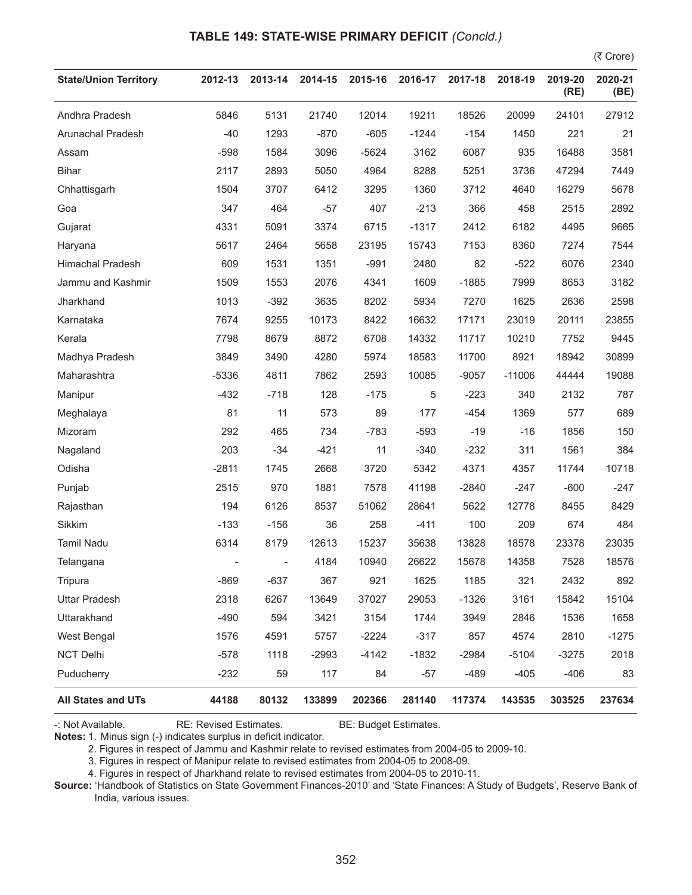## TABLE 149: STATE-WISE PRIMARY DEFICIT *(Concld.)*

(₹ Crore)

| State/Union Territory | 2012-13 | 2013-14 | 2014-15 | 2015-16 | 2016-17 | 2017-18 | 2018-19 | 2019-20 (RE) | 2020-21 (BE) |
|---|---|---|---|---|---|---|---|---|---|
| Andhra Pradesh | 5846 | 5131 | 21740 | 12014 | 19211 | 18526 | 20099 | 24101 | 27912 |
| Arunachal Pradesh | -40 | 1293 | -870 | -605 | -1244 | -154 | 1450 | 221 | 21 |
| Assam | -598 | 1584 | 3096 | -5624 | 3162 | 6087 | 935 | 16488 | 3581 |
| Bihar | 2117 | 2893 | 5050 | 4964 | 8288 | 5251 | 3736 | 47294 | 7449 |
| Chhattisgarh | 1504 | 3707 | 6412 | 3295 | 1360 | 3712 | 4640 | 16279 | 5678 |
| Goa | 347 | 464 | -57 | 407 | -213 | 366 | 458 | 2515 | 2892 |
| Gujarat | 4331 | 5091 | 3374 | 6715 | -1317 | 2412 | 6182 | 4495 | 9665 |
| Haryana | 5617 | 2464 | 5658 | 23195 | 15743 | 7153 | 8360 | 7274 | 7544 |
| Himachal Pradesh | 609 | 1531 | 1351 | -991 | 2480 | 82 | -522 | 6076 | 2340 |
| Jammu and Kashmir | 1509 | 1553 | 2076 | 4341 | 1609 | -1885 | 7999 | 8653 | 3182 |
| Jharkhand | 1013 | -392 | 3635 | 8202 | 5934 | 7270 | 1625 | 2636 | 2598 |
| Karnataka | 7674 | 9255 | 10173 | 8422 | 16632 | 17171 | 23019 | 20111 | 23855 |
| Kerala | 7798 | 8679 | 8872 | 6708 | 14332 | 11717 | 10210 | 7752 | 9445 |
| Madhya Pradesh | 3849 | 3490 | 4280 | 5974 | 18583 | 11700 | 8921 | 18942 | 30899 |
| Maharashtra | -5336 | 4811 | 7862 | 2593 | 10085 | -9057 | -11006 | 44444 | 19088 |
| Manipur | -432 | -718 | 128 | -175 | 5 | -223 | 340 | 2132 | 787 |
| Meghalaya | 81 | 11 | 573 | 89 | 177 | -454 | 1369 | 577 | 689 |
| Mizoram | 292 | 465 | 734 | -783 | -593 | -19 | -16 | 1856 | 150 |
| Nagaland | 203 | -34 | -421 | 11 | -340 | -232 | 311 | 1561 | 384 |
| Odisha | -2811 | 1745 | 2668 | 3720 | 5342 | 4371 | 4357 | 11744 | 10718 |
| Punjab | 2515 | 970 | 1881 | 7578 | 41198 | -2840 | -247 | -600 | -247 |
| Rajasthan | 194 | 6126 | 8537 | 51062 | 28641 | 5622 | 12778 | 8455 | 8429 |
| Sikkim | -133 | -156 | 36 | 258 | -411 | 100 | 209 | 674 | 484 |
| Tamil Nadu | 6314 | 8179 | 12613 | 15237 | 35638 | 13828 | 18578 | 23378 | 23035 |
| Telangana | - | - | 4184 | 10940 | 26622 | 15678 | 14358 | 7528 | 18576 |
| Tripura | -869 | -637 | 367 | 921 | 1625 | 1185 | 321 | 2432 | 892 |
| Uttar Pradesh | 2318 | 6267 | 13649 | 37027 | 29053 | -1326 | 3161 | 15842 | 15104 |
| Uttarakhand | -490 | 594 | 3421 | 3154 | 1744 | 3949 | 2846 | 1536 | 1658 |
| West Bengal | 1576 | 4591 | 5757 | -2224 | -317 | 857 | 4574 | 2810 | -1275 |
| NCT Delhi | -578 | 1118 | -2993 | -4142 | -1832 | -2984 | -5104 | -3275 | 2018 |
| Puducherry | -232 | 59 | 117 | 84 | -57 | -489 | -405 | -406 | 83 |
| **All States and UTs** | **44188** | **80132** | **133899** | **202366** | **281140** | **117374** | **143535** | **303525** | **237634** |

-: Not Available. RE: Revised Estimates. BE: Budget Estimates.

**Notes:** 1. Minus sign (-) indicates surplus in deficit indicator.

2. Figures in respect of Jammu and Kashmir relate to revised estimates from 2004-05 to 2009-10.

3. Figures in respect of Manipur relate to revised estimates from 2004-05 to 2008-09.

4. Figures in respect of Jharkhand relate to revised estimates from 2004-05 to 2010-11.

**Source:** 'Handbook of Statistics on State Government Finances-2010' and 'State Finances: A Study of Budgets', Reserve Bank of India, various issues.